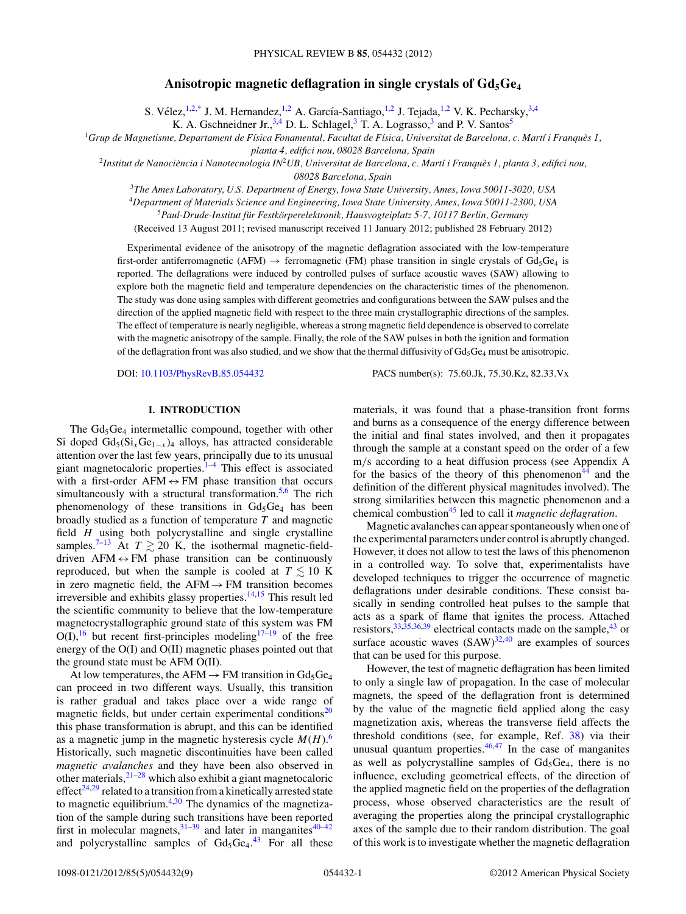# Anisotropic magnetic deflagration in single crystals of $Gd_5Ge_4$

S. Vélez,[1,2,*] J. M. Hernandez,[1,2] A. García-Santiago,[1,2] J. Tejada,[1,2] V. K. Pecharsky,[3,4] K. A. Gschneidner Jr.,[3,4] D. L. Schlagel,[3] T. A. Lograsso,[3] and P. V. Santos[5]

[1]*Grup de Magnetisme, Departament de Física Fonamental, Facultat de Física, Universitat de Barcelona, c. Martí i Franquès 1, planta 4, edifici nou, 08028 Barcelona, Spain*

[2]*Institut de Nanociència i Nanotecnologia IN²UB, Universitat de Barcelona, c. Martí i Franquès 1, planta 3, edifici nou, 08028 Barcelona, Spain*

[3]*The Ames Laboratory, U.S. Department of Energy, Iowa State University, Ames, Iowa 50011-3020, USA*

[4]*Department of Materials Science and Engineering, Iowa State University, Ames, Iowa 50011-2300, USA*

[5]*Paul-Drude-Institut für Festkörperelektronik, Hausvogteiplatz 5-7, 10117 Berlin, Germany*

(Received 13 August 2011; revised manuscript received 11 January 2012; published 28 February 2012)

Experimental evidence of the anisotropy of the magnetic deflagration associated with the low-temperature first-order antiferromagnetic (AFM) $\rightarrow$ ferromagnetic (FM) phase transition in single crystals of $Gd_5Ge_4$ is reported. The deflagrations were induced by controlled pulses of surface acoustic waves (SAW) allowing to explore both the magnetic field and temperature dependencies on the characteristic times of the phenomenon. The study was done using samples with different geometries and configurations between the SAW pulses and the direction of the applied magnetic field with respect to the three main crystallographic directions of the samples. The effect of temperature is nearly negligible, whereas a strong magnetic field dependence is observed to correlate with the magnetic anisotropy of the sample. Finally, the role of the SAW pulses in both the ignition and formation of the deflagration front was also studied, and we show that the thermal diffusivity of $Gd_5Ge_4$ must be anisotropic.

DOI: 10.1103/PhysRevB.85.054432 PACS number(s): 75.60.Jk, 75.30.Kz, 82.33.Vx

## I. INTRODUCTION

The $Gd_5Ge_4$ intermetallic compound, together with other Si doped $Gd_5(Si_xGe_{1-x})_4$ alloys, has attracted considerable attention over the last few years, principally due to its unusual giant magnetocaloric properties.[1–4] This effect is associated with a first-order AFM $\leftrightarrow$ FM phase transition that occurs simultaneously with a structural transformation.[5,6] The rich phenomenology of these transitions in $Gd_5Ge_4$ has been broadly studied as a function of temperature $T$ and magnetic field $H$ using both polycrystalline and single crystalline samples.[7–13] At $T \gtrsim 20$ K, the isothermal magnetic-field-driven AFM $\leftrightarrow$ FM phase transition can be continuously reproduced, but when the sample is cooled at $T \lesssim 10$ K in zero magnetic field, the AFM $\rightarrow$ FM transition becomes irreversible and exhibits glassy properties.[14,15] This result led the scientific community to believe that the low-temperature magnetocrystallographic ground state of this system was FM O(I),[16] but recent first-principles modeling[17–19] of the free energy of the O(I) and O(II) magnetic phases pointed out that the ground state must be AFM O(II).

At low temperatures, the AFM $\rightarrow$ FM transition in $Gd_5Ge_4$ can proceed in two different ways. Usually, this transition is rather gradual and takes place over a wide range of magnetic fields, but under certain experimental conditions[20] this phase transformation is abrupt, and this can be identified as a magnetic jump in the magnetic hysteresis cycle $M(H)$.[6] Historically, such magnetic discontinuities have been called *magnetic avalanches* and they have been also observed in other materials,[21–28] which also exhibit a giant magnetocaloric effect[24,29] related to a transition from a kinetically arrested state to magnetic equilibrium.[4,30] The dynamics of the magnetization of the sample during such transitions have been reported first in molecular magnets,[31–39] and later in manganites[40–42] and polycrystalline samples of $Gd_5Ge_4$.[43] For all these materials, it was found that a phase-transition front forms and burns as a consequence of the energy difference between the initial and final states involved, and then it propagates through the sample at a constant speed on the order of a few m/s according to a heat diffusion process (see Appendix A for the basics of the theory of this phenomenon[44] and the definition of the different physical magnitudes involved). The strong similarities between this magnetic phenomenon and a chemical combustion[45] led to call it *magnetic deflagration*.

Magnetic avalanches can appear spontaneously when one of the experimental parameters under control is abruptly changed. However, it does not allow to test the laws of this phenomenon in a controlled way. To solve that, experimentalists have developed techniques to trigger the occurrence of magnetic deflagrations under desirable conditions. These consist basically in sending controlled heat pulses to the sample that acts as a spark of flame that ignites the process. Attached resistors,[33,35,36,39] electrical contacts made on the sample,[43] or surface acoustic waves (SAW)[32,40] are examples of sources that can be used for this purpose.

However, the test of magnetic deflagration has been limited to only a single law of propagation. In the case of molecular magnets, the speed of the deflagration front is determined by the value of the magnetic field applied along the easy magnetization axis, whereas the transverse field affects the threshold conditions (see, for example, Ref. 38) via their unusual quantum properties.[46,47] In the case of manganites as well as polycrystalline samples of $Gd_5Ge_4$, there is no influence, excluding geometrical effects, of the direction of the applied magnetic field on the properties of the deflagration process, whose observed characteristics are the result of averaging the properties along the principal crystallographic axes of the sample due to their random distribution. The goal of this work is to investigate whether the magnetic deflagration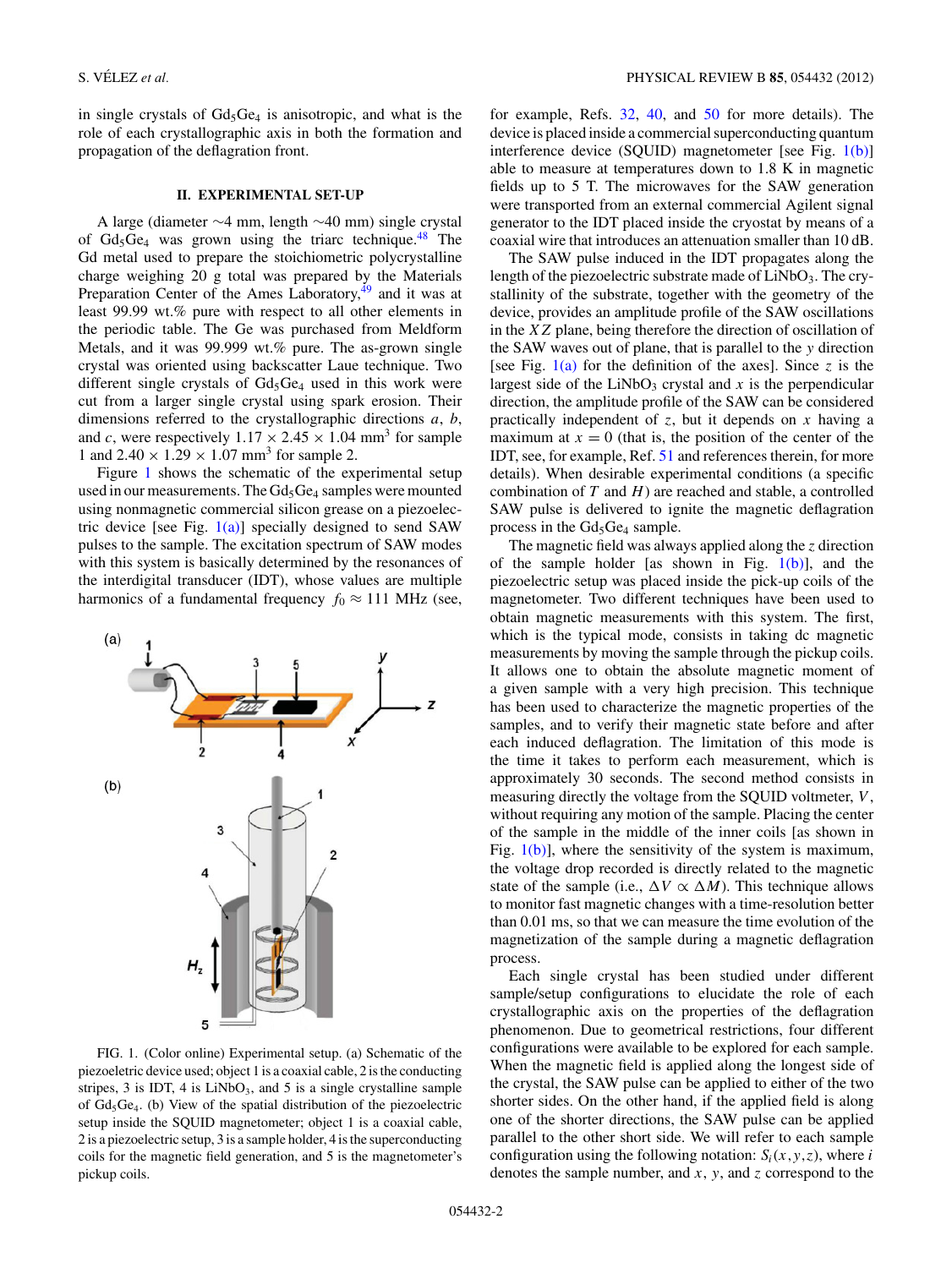in single crystals of $Gd_5Ge_4$ is anisotropic, and what is the role of each crystallographic axis in both the formation and propagation of the deflagration front.

## II. EXPERIMENTAL SET-UP

A large (diameter ∼4 mm, length ∼40 mm) single crystal of $Gd_5Ge_4$ was grown using the triarc technique.[48] The Gd metal used to prepare the stoichiometric polycrystalline charge weighing 20 g total was prepared by the Materials Preparation Center of the Ames Laboratory,[49] and it was at least 99.99 wt.% pure with respect to all other elements in the periodic table. The Ge was purchased from Meldform Metals, and it was 99.999 wt.% pure. The as-grown single crystal was oriented using backscatter Laue technique. Two different single crystals of $Gd_5Ge_4$ used in this work were cut from a larger single crystal using spark erosion. Their dimensions referred to the crystallographic directions $a$, $b$, and $c$, were respectively $1.17 \times 2.45 \times 1.04$ mm$^3$ for sample 1 and $2.40 \times 1.29 \times 1.07$ mm$^3$ for sample 2.

Figure 1 shows the schematic of the experimental setup used in our measurements. The $Gd_5Ge_4$ samples were mounted using nonmagnetic commercial silicon grease on a piezoelectric device [see Fig. 1(a)] specially designed to send SAW pulses to the sample. The excitation spectrum of SAW modes with this system is basically determined by the resonances of the interdigital transducer (IDT), whose values are multiple harmonics of a fundamental frequency $f_0 \approx 111$ MHz (see, for example, Refs. 32, 40, and 50 for more details). The device is placed inside a commercial superconducting quantum interference device (SQUID) magnetometer [see Fig. 1(b)] able to measure at temperatures down to 1.8 K in magnetic fields up to 5 T. The microwaves for the SAW generation were transported from an external commercial Agilent signal generator to the IDT placed inside the cryostat by means of a coaxial wire that introduces an attenuation smaller than 10 dB.

FIG. 1. (Color online) Experimental setup. (a) Schematic of the piezoelectric device used; object 1 is a coaxial cable, 2 is the conducting stripes, 3 is IDT, 4 is $LiNbO_3$, and 5 is a single crystalline sample of $Gd_5Ge_4$. (b) View of the spatial distribution of the piezoelectric setup inside the SQUID magnetometer; object 1 is a coaxial cable, 2 is a piezoelectric setup, 3 is a sample holder, 4 is the superconducting coils for the magnetic field generation, and 5 is the magnetometer's pickup coils.

The SAW pulse induced in the IDT propagates along the length of the piezoelectric substrate made of $LiNbO_3$. The crystallinity of the substrate, together with the geometry of the device, provides an amplitude profile of the SAW oscillations in the $XZ$ plane, being therefore the direction of oscillation of the SAW waves out of plane, that is parallel to the $y$ direction [see Fig. 1(a) for the definition of the axes]. Since $z$ is the largest side of the $LiNbO_3$ crystal and $x$ is the perpendicular direction, the amplitude profile of the SAW can be considered practically independent of $z$, but it depends on $x$ having a maximum at $x = 0$ (that is, the position of the center of the IDT, see, for example, Ref. 51 and references therein, for more details). When desirable experimental conditions (a specific combination of $T$ and $H$) are reached and stable, a controlled SAW pulse is delivered to ignite the magnetic deflagration process in the $Gd_5Ge_4$ sample.

The magnetic field was always applied along the $z$ direction of the sample holder [as shown in Fig. 1(b)], and the piezoelectric setup was placed inside the pick-up coils of the magnetometer. Two different techniques have been used to obtain magnetic measurements with this system. The first, which is the typical mode, consists in taking dc magnetic measurements by moving the sample through the pickup coils. It allows one to obtain the absolute magnetic moment of a given sample with a very high precision. This technique has been used to characterize the magnetic properties of the samples, and to verify their magnetic state before and after each induced deflagration. The limitation of this mode is the time it takes to perform each measurement, which is approximately 30 seconds. The second method consists in measuring directly the voltage from the SQUID voltmeter, $V$, without requiring any motion of the sample. Placing the center of the sample in the middle of the inner coils [as shown in Fig. 1(b)], where the sensitivity of the system is maximum, the voltage drop recorded is directly related to the magnetic state of the sample (i.e., $\Delta V \propto \Delta M$). This technique allows to monitor fast magnetic changes with a time-resolution better than 0.01 ms, so that we can measure the time evolution of the magnetization of the sample during a magnetic deflagration process.

Each single crystal has been studied under different sample/setup configurations to elucidate the role of each crystallographic axis on the properties of the deflagration phenomenon. Due to geometrical restrictions, four different configurations were available to be explored for each sample. When the magnetic field is applied along the longest side of the crystal, the SAW pulse can be applied to either of the two shorter sides. On the other hand, if the applied field is along one of the shorter directions, the SAW pulse can be applied parallel to the other short side. We will refer to each sample configuration using the following notation: $S_i(x,y,z)$, where $i$ denotes the sample number, and $x$, $y$, and $z$ correspond to the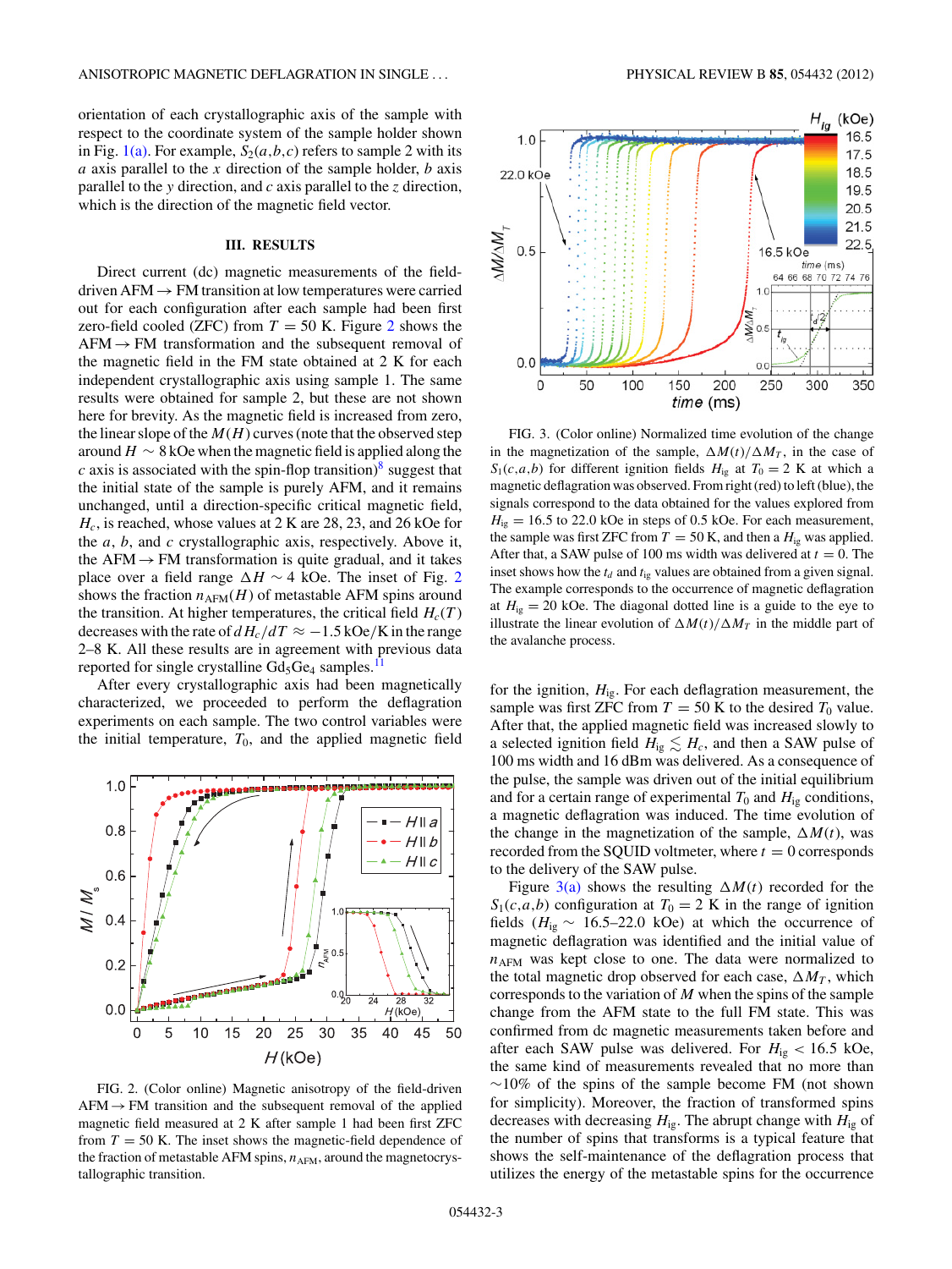orientation of each crystallographic axis of the sample with respect to the coordinate system of the sample holder shown in Fig. 1(a). For example, $S_2(a,b,c)$ refers to sample 2 with its $a$ axis parallel to the $x$ direction of the sample holder, $b$ axis parallel to the $y$ direction, and $c$ axis parallel to the $z$ direction, which is the direction of the magnetic field vector.

## III. RESULTS

Direct current (dc) magnetic measurements of the field-driven AFM → FM transition at low temperatures were carried out for each configuration after each sample had been first zero-field cooled (ZFC) from $T = 50$ K. Figure 2 shows the AFM → FM transformation and the subsequent removal of the magnetic field in the FM state obtained at 2 K for each independent crystallographic axis using sample 1. The same results were obtained for sample 2, but these are not shown here for brevity. As the magnetic field is increased from zero, the linear slope of the $M(H)$ curves (note that the observed step around $H \sim 8$ kOe when the magnetic field is applied along the $c$ axis is associated with the spin-flop transition)[8] suggest that the initial state of the sample is purely AFM, and it remains unchanged, until a direction-specific critical magnetic field, $H_c$, is reached, whose values at 2 K are 28, 23, and 26 kOe for the $a$, $b$, and $c$ crystallographic axis, respectively. Above it, the AFM → FM transformation is quite gradual, and it takes place over a field range $\Delta H \sim 4$ kOe. The inset of Fig. 2 shows the fraction $n_{AFM}(H)$ of metastable AFM spins around the transition. At higher temperatures, the critical field $H_c(T)$ decreases with the rate of $dH_c/dT \approx -1.5$ kOe/K in the range 2–8 K. All these results are in agreement with previous data reported for single crystalline $Gd_5Ge_4$ samples.[11]

After every crystallographic axis had been magnetically characterized, we proceeded to perform the deflagration experiments on each sample. The two control variables were the initial temperature, $T_0$, and the applied magnetic field for the ignition, $H_{ig}$. For each deflagration measurement, the sample was first ZFC from $T = 50$ K to the desired $T_0$ value. After that, the applied magnetic field was increased slowly to a selected ignition field $H_{ig} \lesssim H_c$, and then a SAW pulse of 100 ms width and 16 dBm was delivered. As a consequence of the pulse, the sample was driven out of the initial equilibrium and for a certain range of experimental $T_0$ and $H_{ig}$ conditions, a magnetic deflagration was induced. The time evolution of the change in the magnetization of the sample, $\Delta M(t)$, was recorded from the SQUID voltmeter, where $t = 0$ corresponds to the delivery of the SAW pulse.

FIG. 2. (Color online) Magnetic anisotropy of the field-driven AFM → FM transition and the subsequent removal of the applied magnetic field measured at 2 K after sample 1 had been first ZFC from $T = 50$ K. The inset shows the magnetic-field dependence of the fraction of metastable AFM spins, $n_{AFM}$, around the magnetocrystallographic transition.

FIG. 3. (Color online) Normalized time evolution of the change in the magnetization of the sample, $\Delta M(t)/\Delta M_T$, in the case of $S_1(c,a,b)$ for different ignition fields $H_{ig}$ at $T_0 = 2$ K at which a magnetic deflagration was observed. From right (red) to left (blue), the signals correspond to the data obtained for the values explored from $H_{ig} = 16.5$ to 22.0 kOe in steps of 0.5 kOe. For each measurement, the sample was first ZFC from $T = 50$ K, and then a $H_{ig}$ was applied. After that, a SAW pulse of 100 ms width was delivered at $t = 0$. The inset shows how the $t_d$ and $t_{ig}$ values are obtained from a given signal. The example corresponds to the occurrence of magnetic deflagration at $H_{ig} = 20$ kOe. The diagonal dotted line is a guide to the eye to illustrate the linear evolution of $\Delta M(t)/\Delta M_T$ in the middle part of the avalanche process.

Figure 3(a) shows the resulting $\Delta M(t)$ recorded for the $S_1(c,a,b)$ configuration at $T_0 = 2$ K in the range of ignition fields ($H_{ig} \sim$ 16.5–22.0 kOe) at which the occurrence of magnetic deflagration was identified and the initial value of $n_{AFM}$ was kept close to one. The data were normalized to the total magnetic drop observed for each case, $\Delta M_T$, which corresponds to the variation of $M$ when the spins of the sample change from the AFM state to the full FM state. This was confirmed from dc magnetic measurements taken before and after each SAW pulse was delivered. For $H_{ig} < 16.5$ kOe, the same kind of measurements revealed that no more than $\sim$10% of the spins of the sample become FM (not shown for simplicity). Moreover, the fraction of transformed spins decreases with decreasing $H_{ig}$. The abrupt change with $H_{ig}$ of the number of spins that transforms is a typical feature that shows the self-maintenance of the deflagration process that utilizes the energy of the metastable spins for the occurrence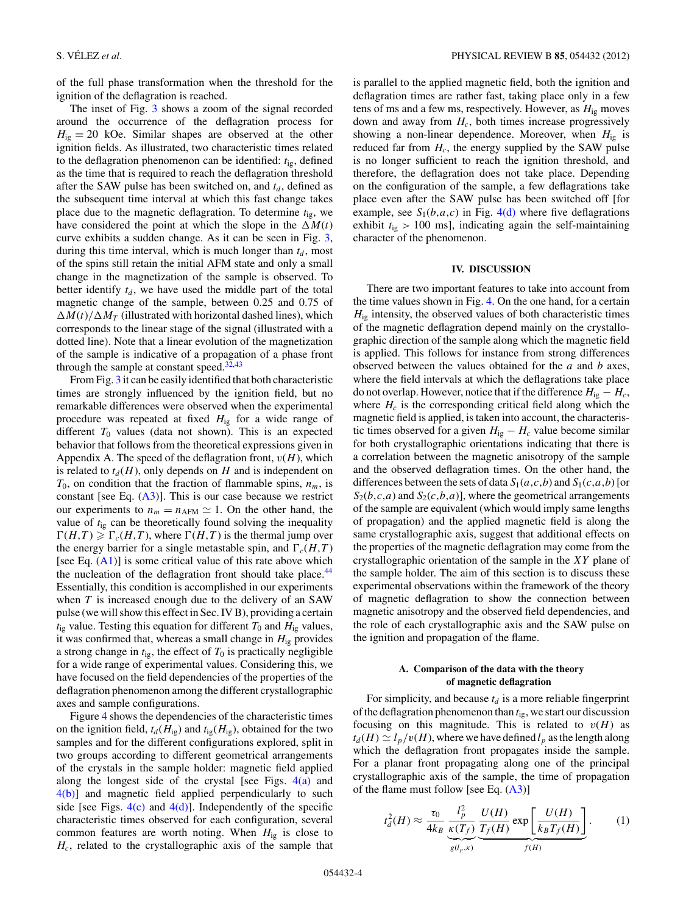of the full phase transformation when the threshold for the ignition of the deflagration is reached.

The inset of Fig. 3 shows a zoom of the signal recorded around the occurrence of the deflagration process for $H_{\rm ig} = 20$ kOe. Similar shapes are observed at the other ignition fields. As illustrated, two characteristic times related to the deflagration phenomenon can be identified: $t_{\rm ig}$, defined as the time that is required to reach the deflagration threshold after the SAW pulse has been switched on, and $t_d$, defined as the subsequent time interval at which this fast change takes place due to the magnetic deflagration. To determine $t_{\rm ig}$, we have considered the point at which the slope in the $\Delta M(t)$ curve exhibits a sudden change. As it can be seen in Fig. 3, during this time interval, which is much longer than $t_d$, most of the spins still retain the initial AFM state and only a small change in the magnetization of the sample is observed. To better identify $t_d$, we have used the middle part of the total magnetic change of the sample, between 0.25 and 0.75 of $\Delta M(t)/\Delta M_T$ (illustrated with horizontal dashed lines), which corresponds to the linear stage of the signal (illustrated with a dotted line). Note that a linear evolution of the magnetization of the sample is indicative of a propagation of a phase front through the sample at constant speed.[32,43]

From Fig. 3 it can be easily identified that both characteristic times are strongly influenced by the ignition field, but no remarkable differences were observed when the experimental procedure was repeated at fixed $H_{\rm ig}$ for a wide range of different $T_0$ values (data not shown). This is an expected behavior that follows from the theoretical expressions given in Appendix A. The speed of the deflagration front, $v(H)$, which is related to $t_d(H)$, only depends on $H$ and is independent on $T_0$, on condition that the fraction of flammable spins, $n_m$, is constant [see Eq. (A3)]. This is our case because we restrict our experiments to $n_m = n_{\rm AFM} \simeq 1$. On the other hand, the value of $t_{\rm ig}$ can be theoretically found solving the inequality $\Gamma(H,T) \geqslant \Gamma_c(H,T)$, where $\Gamma(H,T)$ is the thermal jump over the energy barrier for a single metastable spin, and $\Gamma_c(H,T)$ [see Eq. (A1)] is some critical value of this rate above which the nucleation of the deflagration front should take place.[44] Essentially, this condition is accomplished in our experiments when $T$ is increased enough due to the delivery of an SAW pulse (we will show this effect in Sec. IV B), providing a certain $t_{\rm ig}$ value. Testing this equation for different $T_0$ and $H_{\rm ig}$ values, it was confirmed that, whereas a small change in $H_{\rm ig}$ provides a strong change in $t_{\rm ig}$, the effect of $T_0$ is practically negligible for a wide range of experimental values. Considering this, we have focused on the field dependencies of the properties of the deflagration phenomenon among the different crystallographic axes and sample configurations.

Figure 4 shows the dependencies of the characteristic times on the ignition field, $t_d(H_{\rm ig})$ and $t_{\rm ig}(H_{\rm ig})$, obtained for the two samples and for the different configurations explored, split in two groups according to different geometrical arrangements of the crystals in the sample holder: magnetic field applied along the longest side of the crystal [see Figs. 4(a) and 4(b)] and magnetic field applied perpendicularly to such side [see Figs. 4(c) and 4(d)]. Independently of the specific characteristic times observed for each configuration, several common features are worth noting. When $H_{\rm ig}$ is close to $H_c$, related to the crystallographic axis of the sample that is parallel to the applied magnetic field, both the ignition and deflagration times are rather fast, taking place only in a few tens of ms and a few ms, respectively. However, as $H_{\rm ig}$ moves down and away from $H_c$, both times increase progressively showing a non-linear dependence. Moreover, when $H_{\rm ig}$ is reduced far from $H_c$, the energy supplied by the SAW pulse is no longer sufficient to reach the ignition threshold, and therefore, the deflagration does not take place. Depending on the configuration of the sample, a few deflagrations take place even after the SAW pulse has been switched off [for example, see $S_1(b,a,c)$ in Fig. 4(d) where five deflagrations exhibit $t_{\rm ig} > 100$ ms], indicating again the self-maintaining character of the phenomenon.

## IV. DISCUSSION

There are two important features to take into account from the time values shown in Fig. 4. On the one hand, for a certain $H_{\rm ig}$ intensity, the observed values of both characteristic times of the magnetic deflagration depend mainly on the crystallographic direction of the sample along which the magnetic field is applied. This follows for instance from strong differences observed between the values obtained for the $a$ and $b$ axes, where the field intervals at which the deflagrations take place do not overlap. However, notice that if the difference $H_{\rm ig} - H_c$, where $H_c$ is the corresponding critical field along which the magnetic field is applied, is taken into account, the characteristic times observed for a given $H_{\rm ig} - H_c$ value become similar for both crystallographic orientations indicating that there is a correlation between the magnetic anisotropy of the sample and the observed deflagration times. On the other hand, the differences between the sets of data $S_1(a,c,b)$ and $S_1(c,a,b)$ [or $S_2(b,c,a)$ and $S_2(c,b,a)$], where the geometrical arrangements of the sample are equivalent (which would imply same lengths of propagation) and the applied magnetic field is along the same crystallographic axis, suggest that additional effects on the properties of the magnetic deflagration may come from the crystallographic orientation of the sample in the $XY$ plane of the sample holder. The aim of this section is to discuss these experimental observations within the framework of the theory of magnetic deflagration to show the connection between magnetic anisotropy and the observed field dependencies, and the role of each crystallographic axis and the SAW pulse on the ignition and propagation of the flame.

### A. Comparison of the data with the theory of magnetic deflagration

For simplicity, and because $t_d$ is a more reliable fingerprint of the deflagration phenomenon than $t_{\rm ig}$, we start our discussion focusing on this magnitude. This is related to $v(H)$ as $t_d(H) \simeq l_p/v(H)$, where we have defined $l_p$ as the length along which the deflagration front propagates inside the sample. For a planar front propagating along one of the principal crystallographic axis of the sample, the time of propagation of the flame must follow [see Eq. (A3)]

$$t_d^2(H) \approx \frac{\tau_0}{4k_B} \underbrace{\frac{l_p^2}{\kappa(T_f)}}_{g(l_p,\kappa)} \underbrace{\frac{U(H)}{T_f(H)} \exp\left[\frac{U(H)}{k_B T_f(H)}\right]}_{f(H)}. \qquad (1)$$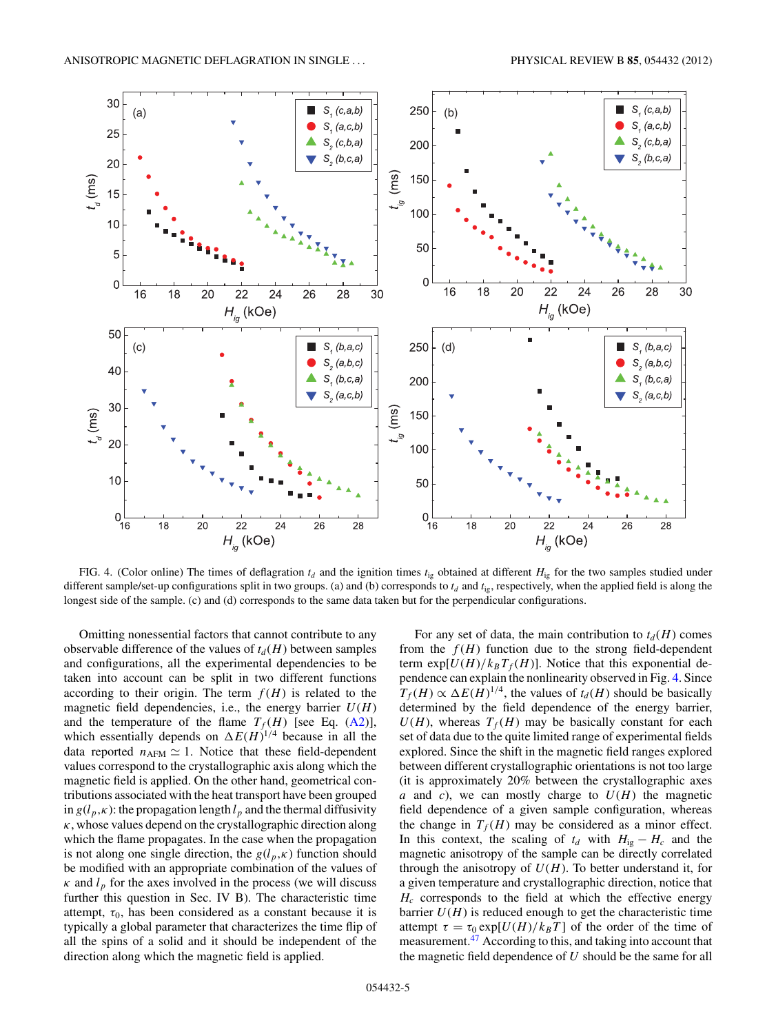FIG. 4. (Color online) The times of deflagration $t_d$ and the ignition times $t_{ig}$ obtained at different $H_{ig}$ for the two samples studied under different sample/set-up configurations split in two groups. (a) and (b) corresponds to $t_d$ and $t_{ig}$, respectively, when the applied field is along the longest side of the sample. (c) and (d) corresponds to the same data taken but for the perpendicular configurations.

Omitting nonessential factors that cannot contribute to any observable difference of the values of $t_d(H)$ between samples and configurations, all the experimental dependencies to be taken into account can be split in two different functions according to their origin. The term $f(H)$ is related to the magnetic field dependencies, i.e., the energy barrier $U(H)$ and the temperature of the flame $T_f(H)$ [see Eq. (A2)], which essentially depends on $\Delta E(H)^{1/4}$ because in all the data reported $n_{\mathrm{AFM}} \simeq 1$. Notice that these field-dependent values correspond to the crystallographic axis along which the magnetic field is applied. On the other hand, geometrical contributions associated with the heat transport have been grouped in $g(l_p,\kappa)$: the propagation length $l_p$ and the thermal diffusivity $\kappa$, whose values depend on the crystallographic direction along which the flame propagates. In the case when the propagation is not along one single direction, the $g(l_p,\kappa)$ function should be modified with an appropriate combination of the values of $\kappa$ and $l_p$ for the axes involved in the process (we will discuss further this question in Sec. IV B). The characteristic time attempt, $\tau_0$, has been considered as a constant because it is typically a global parameter that characterizes the time flip of all the spins of a solid and it should be independent of the direction along which the magnetic field is applied.

For any set of data, the main contribution to $t_d(H)$ comes from the $f(H)$ function due to the strong field-dependent term $\exp[U(H)/k_B T_f(H)]$. Notice that this exponential dependence can explain the nonlinearity observed in Fig. 4. Since $T_f(H) \propto \Delta E(H)^{1/4}$, the values of $t_d(H)$ should be basically determined by the field dependence of the energy barrier, $U(H)$, whereas $T_f(H)$ may be basically constant for each set of data due to the quite limited range of experimental fields explored. Since the shift in the magnetic field ranges explored between different crystallographic orientations is not too large (it is approximately 20% between the crystallographic axes $a$ and $c$), we can mostly charge to $U(H)$ the magnetic field dependence of a given sample configuration, whereas the change in $T_f(H)$ may be considered as a minor effect. In this context, the scaling of $t_d$ with $H_{ig} - H_c$ and the magnetic anisotropy of the sample can be directly correlated through the anisotropy of $U(H)$. To better understand it, for a given temperature and crystallographic direction, notice that $H_c$ corresponds to the field at which the effective energy barrier $U(H)$ is reduced enough to get the characteristic time attempt $\tau = \tau_0 \exp[U(H)/k_B T]$ of the order of the time of measurement.[47] According to this, and taking into account that the magnetic field dependence of $U$ should be the same for all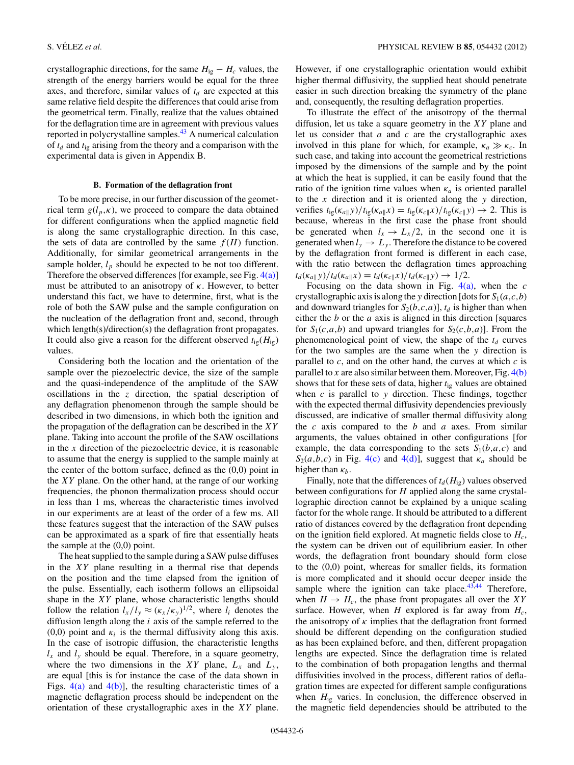crystallographic directions, for the same $H_{\rm ig} - H_c$ values, the strength of the energy barriers would be equal for the three axes, and therefore, similar values of $t_d$ are expected at this same relative field despite the differences that could arise from the geometrical term. Finally, realize that the values obtained for the deflagration time are in agreement with previous values reported in polycrystalline samples.[43] A numerical calculation of $t_d$ and $t_{\rm ig}$ arising from the theory and a comparison with the experimental data is given in Appendix B.

### B. Formation of the deflagration front

To be more precise, in our further discussion of the geometrical term $g(l_p,\kappa)$, we proceed to compare the data obtained for different configurations when the applied magnetic field is along the same crystallographic direction. In this case, the sets of data are controlled by the same $f(H)$ function. Additionally, for similar geometrical arrangements in the sample holder, $l_p$ should be expected to be not too different. Therefore the observed differences [for example, see Fig. 4(a)] must be attributed to an anisotropy of $\kappa$. However, to better understand this fact, we have to determine, first, what is the role of both the SAW pulse and the sample configuration on the nucleation of the deflagration front and, second, through which length(s)/direction(s) the deflagration front propagates. It could also give a reason for the different observed $t_{\rm ig}(H_{\rm ig})$ values.

Considering both the location and the orientation of the sample over the piezoelectric device, the size of the sample and the quasi-independence of the amplitude of the SAW oscillations in the $z$ direction, the spatial description of any deflagration phenomenon through the sample should be described in two dimensions, in which both the ignition and the propagation of the deflagration can be described in the $XY$ plane. Taking into account the profile of the SAW oscillations in the $x$ direction of the piezoelectric device, it is reasonable to assume that the energy is supplied to the sample mainly at the center of the bottom surface, defined as the (0,0) point in the $XY$ plane. On the other hand, at the range of our working frequencies, the phonon thermalization process should occur in less than 1 ms, whereas the characteristic times involved in our experiments are at least of the order of a few ms. All these features suggest that the interaction of the SAW pulses can be approximated as a spark of fire that essentially heats the sample at the (0,0) point.

The heat supplied to the sample during a SAW pulse diffuses in the $XY$ plane resulting in a thermal rise that depends on the position and the time elapsed from the ignition of the pulse. Essentially, each isotherm follows an ellipsoidal shape in the $XY$ plane, whose characteristic lengths should follow the relation $l_x/l_y \approx (\kappa_x/\kappa_y)^{1/2}$, where $l_i$ denotes the diffusion length along the $i$ axis of the sample referred to the (0,0) point and $\kappa_i$ is the thermal diffusivity along this axis. In the case of isotropic diffusion, the characteristic lengths $l_x$ and $l_y$ should be equal. Therefore, in a square geometry, where the two dimensions in the $XY$ plane, $L_x$ and $L_y$, are equal [this is for instance the case of the data shown in Figs. 4(a) and 4(b)], the resulting characteristic times of a magnetic deflagration process should be independent on the orientation of these crystallographic axes in the $XY$ plane. However, if one crystallographic orientation would exhibit higher thermal diffusivity, the supplied heat should penetrate easier in such direction breaking the symmetry of the plane and, consequently, the resulting deflagration properties.

To illustrate the effect of the anisotropy of the thermal diffusion, let us take a square geometry in the $XY$ plane and let us consider that $a$ and $c$ are the crystallographic axes involved in this plane for which, for example, $\kappa_a \gg \kappa_c$. In such case, and taking into account the geometrical restrictions imposed by the dimensions of the sample and by the point at which the heat is supplied, it can be easily found that the ratio of the ignition time values when $\kappa_a$ is oriented parallel to the $x$ direction and it is oriented along the $y$ direction, verifies $t_{\rm ig}(\kappa_{a\parallel}y)/t_{\rm ig}(\kappa_{a\parallel}x) = t_{\rm ig}(\kappa_{c\parallel}x)/t_{\rm ig}(\kappa_{c\parallel}y) \rightarrow 2$. This is because, whereas in the first case the phase front should be generated when $l_x \rightarrow L_x/2$, in the second one it is generated when $l_y \rightarrow L_y$. Therefore the distance to be covered by the deflagration front formed is different in each case, with the ratio between the deflagration times approaching $t_d(\kappa_{a\parallel}y)/t_d(\kappa_{a\parallel}x) = t_d(\kappa_{c\parallel}x)/t_d(\kappa_{c\parallel}y) \rightarrow 1/2$.

Focusing on the data shown in Fig. 4(a), when the $c$ crystallographic axis is along the $y$ direction [dots for $S_1(a,c,b)$ and downward triangles for $S_2(b,c,a)$], $t_d$ is higher than when either the $b$ or the $a$ axis is aligned in this direction [squares for $S_1(c,a,b)$ and upward triangles for $S_2(c,b,a)$]. From the phenomenological point of view, the shape of the $t_d$ curves for the two samples are the same when the $y$ direction is parallel to $c$, and on the other hand, the curves at which $c$ is parallel to $x$ are also similar between them. Moreover, Fig. 4(b) shows that for these sets of data, higher $t_{\rm ig}$ values are obtained when $c$ is parallel to $y$ direction. These findings, together with the expected thermal diffusivity dependencies previously discussed, are indicative of smaller thermal diffusivity along the $c$ axis compared to the $b$ and $a$ axes. From similar arguments, the values obtained in other configurations [for example, the data corresponding to the sets $S_1(b,a,c)$ and $S_2(a,b,c)$ in Fig. 4(c) and 4(d)], suggest that $\kappa_a$ should be higher than $\kappa_b$.

Finally, note that the differences of $t_d(H_{\rm ig})$ values observed between configurations for $H$ applied along the same crystallographic direction cannot be explained by a unique scaling factor for the whole range. It should be attributed to a different ratio of distances covered by the deflagration front depending on the ignition field explored. At magnetic fields close to $H_c$, the system can be driven out of equilibrium easier. In other words, the deflagration front boundary should form close to the (0,0) point, whereas for smaller fields, its formation is more complicated and it should occur deeper inside the sample where the ignition can take place.[43,44] Therefore, when $H \rightarrow H_c$, the phase front propagates all over the $XY$ surface. However, when $H$ explored is far away from $H_c$, the anisotropy of $\kappa$ implies that the deflagration front formed should be different depending on the configuration studied as has been explained before, and then, different propagation lengths are expected. Since the deflagration time is related to the combination of both propagation lengths and thermal diffusivities involved in the process, different ratios of deflagration times are expected for different sample configurations when $H_{\rm ig}$ varies. In conclusion, the difference observed in the magnetic field dependencies should be attributed to the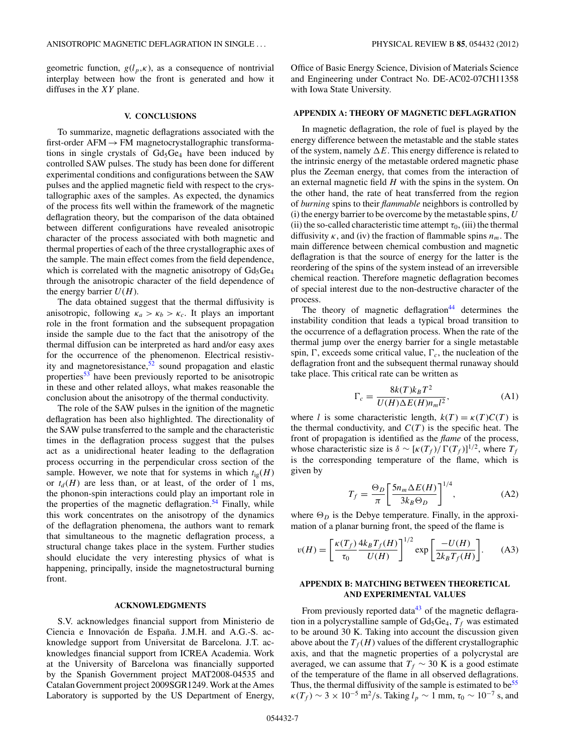geometric function, $g(l_p,\kappa)$, as a consequence of nontrivial interplay between how the front is generated and how it diffuses in the $XY$ plane.

## V. CONCLUSIONS

To summarize, magnetic deflagrations associated with the first-order AFM $\rightarrow$ FM magnetocrystallographic transformations in single crystals of $Gd_5Ge_4$ have been induced by controlled SAW pulses. The study has been done for different experimental conditions and configurations between the SAW pulses and the applied magnetic field with respect to the crystallographic axes of the samples. As expected, the dynamics of the process fits well within the framework of the magnetic deflagration theory, but the comparison of the data obtained between different configurations have revealed anisotropic character of the process associated with both magnetic and thermal properties of each of the three crystallographic axes of the sample. The main effect comes from the field dependence, which is correlated with the magnetic anisotropy of $Gd_5Ge_4$ through the anisotropic character of the field dependence of the energy barrier $U(H)$.

The data obtained suggest that the thermal diffusivity is anisotropic, following $\kappa_a > \kappa_b > \kappa_c$. It plays an important role in the front formation and the subsequent propagation inside the sample due to the fact that the anisotropy of the thermal diffusion can be interpreted as hard and/or easy axes for the occurrence of the phenomenon. Electrical resistivity and magnetoresistance,[52] sound propagation and elastic properties[53] have been previously reported to be anisotropic in these and other related alloys, what makes reasonable the conclusion about the anisotropy of the thermal conductivity.

The role of the SAW pulses in the ignition of the magnetic deflagration has been also highlighted. The directionality of the SAW pulse transferred to the sample and the characteristic times in the deflagration process suggest that the pulses act as a unidirectional heater leading to the deflagration process occurring in the perpendicular cross section of the sample. However, we note that for systems in which $t_{ig}(H)$ or $t_d(H)$ are less than, or at least, of the order of 1 ms, the phonon-spin interactions could play an important role in the properties of the magnetic deflagration.[54] Finally, while this work concentrates on the anisotropy of the dynamics of the deflagration phenomena, the authors want to remark that simultaneous to the magnetic deflagration process, a structural change takes place in the system. Further studies should elucidate the very interesting physics of what is happening, principally, inside the magnetostructural burning front.

## ACKNOWLEDGMENTS

S.V. acknowledges financial support from Ministerio de Ciencia e Innovación de España. J.M.H. and A.G.-S. acknowledge support from Universitat de Barcelona. J.T. acknowledges financial support from ICREA Academia. Work at the University of Barcelona was financially supported by the Spanish Government project MAT2008-04535 and Catalan Government project 2009SGR1249. Work at the Ames Laboratory is supported by the US Department of Energy, Office of Basic Energy Science, Division of Materials Science and Engineering under Contract No. DE-AC02-07CH11358 with Iowa State University.

## APPENDIX A: THEORY OF MAGNETIC DEFLAGRATION

In magnetic deflagration, the role of fuel is played by the energy difference between the metastable and the stable states of the system, namely $\Delta E$. This energy difference is related to the intrinsic energy of the metastable ordered magnetic phase plus the Zeeman energy, that comes from the interaction of an external magnetic field $H$ with the spins in the system. On the other hand, the rate of heat transferred from the region of *burning* spins to their *flammable* neighbors is controlled by (i) the energy barrier to be overcome by the metastable spins, $U$ (ii) the so-called characteristic time attempt $\tau_0$, (iii) the thermal diffusivity $\kappa$, and (iv) the fraction of flammable spins $n_m$. The main difference between chemical combustion and magnetic deflagration is that the source of energy for the latter is the reordering of the spins of the system instead of an irreversible chemical reaction. Therefore magnetic deflagration becomes of special interest due to the non-destructive character of the process.

The theory of magnetic deflagration[44] determines the instability condition that leads a typical broad transition to the occurrence of a deflagration process. When the rate of the thermal jump over the energy barrier for a single metastable spin, $\Gamma$, exceeds some critical value, $\Gamma_c$, the nucleation of the deflagration front and the subsequent thermal runaway should take place. This critical rate can be written as

$$\Gamma_c = \frac{8k(T)k_B T^2}{U(H)\Delta E(H) n_m l^2}, \tag{A1}$$

where $l$ is some characteristic length, $k(T) = \kappa(T)C(T)$ is the thermal conductivity, and $C(T)$ is the specific heat. The front of propagation is identified as the *flame* of the process, whose characteristic size is $\delta \sim [\kappa(T_f)/\Gamma(T_f)]^{1/2}$, where $T_f$ is the corresponding temperature of the flame, which is given by

$$T_f = \frac{\Theta_D}{\pi}\left[\frac{5n_m \Delta E(H)}{3k_B \Theta_D}\right]^{1/4}, \tag{A2}$$

where $\Theta_D$ is the Debye temperature. Finally, in the approximation of a planar burning front, the speed of the flame is

$$v(H) = \left[\frac{\kappa(T_f)}{\tau_0}\frac{4k_B T_f(H)}{U(H)}\right]^{1/2} \exp\left[\frac{-U(H)}{2k_B T_f(H)}\right]. \tag{A3}$$

## APPENDIX B: MATCHING BETWEEN THEORETICAL AND EXPERIMENTAL VALUES

From previously reported data[43] of the magnetic deflagration in a polycrystalline sample of $Gd_5Ge_4$, $T_f$ was estimated to be around 30 K. Taking into account the discussion given above about the $T_f(H)$ values of the different crystallographic axis, and that the magnetic properties of a polycrystal are averaged, we can assume that $T_f \sim 30$ K is a good estimate of the temperature of the flame in all observed deflagrations. Thus, the thermal diffusivity of the sample is estimated to be[55] $\kappa(T_f) \sim 3 \times 10^{-5}$ m$^2$/s. Taking $l_p \sim 1$ mm, $\tau_0 \sim 10^{-7}$ s, and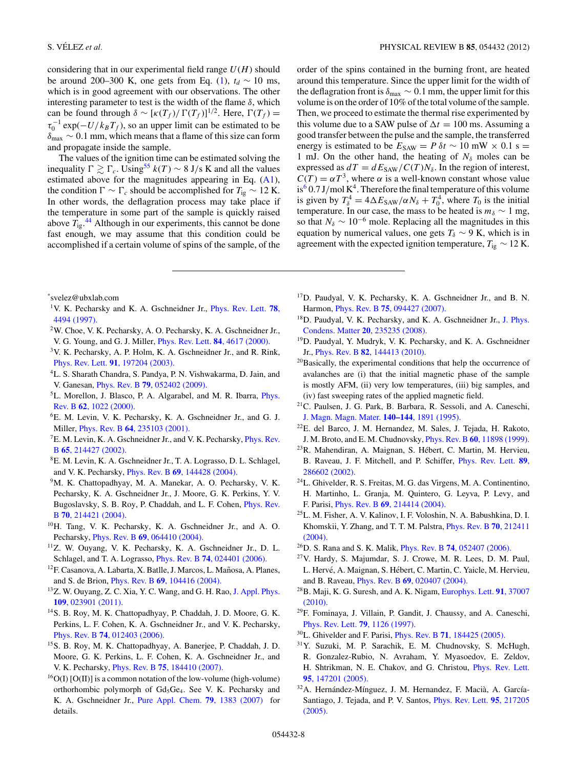considering that in our experimental field range $U(H)$ should be around 200–300 K, one gets from Eq. (1), $t_d \sim 10$ ms, which is in good agreement with our observations. The other interesting parameter to test is the width of the flame $\delta$, which can be found through $\delta \sim [\kappa(T_f)/\Gamma(T_f)]^{1/2}$. Here, $\Gamma(T_f) = \tau_0^{-1}\exp(-U/k_B T_f)$, so an upper limit can be estimated to be $\delta_{\max} \sim 0.1$ mm, which means that a flame of this size can form and propagate inside the sample.

The values of the ignition time can be estimated solving the inequality $\Gamma \gtrsim \Gamma_c$. Using[55] $k(T) \sim 8$ J/s K and all the values estimated above for the magnitudes appearing in Eq. (A1), the condition $\Gamma \sim \Gamma_c$ should be accomplished for $T_{\text{ig}} \sim 12$ K. In other words, the deflagration process may take place if the temperature in some part of the sample is quickly raised above $T_{\text{ig}}$.[44] Although in our experiments, this cannot be done fast enough, we may assume that this condition could be accomplished if a certain volume of spins of the sample, of the order of the spins contained in the burning front, are heated around this temperature. Since the upper limit for the width of the deflagration front is $\delta_{\max} \sim 0.1$ mm, the upper limit for this volume is on the order of 10% of the total volume of the sample. Then, we proceed to estimate the thermal rise experimented by this volume due to a SAW pulse of $\Delta t = 100$ ms. Assuming a good transfer between the pulse and the sample, the transferred energy is estimated to be $E_{\text{SAW}} = P\,\delta t \sim 10$ mW $\times$ 0.1 s = 1 mJ. On the other hand, the heating of $N_\delta$ moles can be expressed as $dT = dE_{\text{SAW}}/C(T)N_\delta$. In the region of interest, $C(T) = \alpha T^3$, where $\alpha$ is a well-known constant whose value is[6] 0.7 J/mol K$^4$. Therefore the final temperature of this volume is given by $T_\delta^4 = 4\Delta E_{\text{SAW}}/\alpha N_\delta + T_0^4$, where $T_0$ is the initial temperature. In our case, the mass to be heated is $m_\delta \sim 1$ mg, so that $N_\delta \sim 10^{-6}$ mole. Replacing all the magnitudes in this equation by numerical values, one gets $T_\delta \sim 9$ K, which is in agreement with the expected ignition temperature, $T_{\text{ig}} \sim 12$ K.

---

*svelez@ubxlab.com

[1] V. K. Pecharsky and K. A. Gschneidner Jr., Phys. Rev. Lett. **78**, 4494 (1997).

[2] W. Choe, V. K. Pecharsky, A. O. Pecharsky, K. A. Gschneidner Jr., V. G. Young, and G. J. Miller, Phys. Rev. Lett. **84**, 4617 (2000).

[3] V. K. Pecharsky, A. P. Holm, K. A. Gschneidner Jr., and R. Rink, Phys. Rev. Lett. **91**, 197204 (2003).

[4] L. S. Sharath Chandra, S. Pandya, P. N. Vishwakarma, D. Jain, and V. Ganesan, Phys. Rev. B **79**, 052402 (2009).

[5] L. Morellon, J. Blasco, P. A. Algarabel, and M. R. Ibarra, Phys. Rev. B **62**, 1022 (2000).

[6] E. M. Levin, V. K. Pecharsky, K. A. Gschneidner Jr., and G. J. Miller, Phys. Rev. B **64**, 235103 (2001).

[7] E. M. Levin, K. A. Gschneidner Jr., and V. K. Pecharsky, Phys. Rev. B **65**, 214427 (2002).

[8] E. M. Levin, K. A. Gschneidner Jr., T. A. Lograsso, D. L. Schlagel, and V. K. Pecharsky, Phys. Rev. B **69**, 144428 (2004).

[9] M. K. Chattopadhyay, M. A. Manekar, A. O. Pecharsky, V. K. Pecharsky, K. A. Gschneidner Jr., J. Moore, G. K. Perkins, Y. V. Bugoslavsky, S. B. Roy, P. Chaddah, and L. F. Cohen, Phys. Rev. B **70**, 214421 (2004).

[10] H. Tang, V. K. Pecharsky, K. A. Gschneidner Jr., and A. O. Pecharsky, Phys. Rev. B **69**, 064410 (2004).

[11] Z. W. Ouyang, V. K. Pecharsky, K. A. Gschneidner Jr., D. L. Schlagel, and T. A. Lograsso, Phys. Rev. B **74**, 024401 (2006).

[12] F. Casanova, A. Labarta, X. Batlle, J. Marcos, L. Mañosa, A. Planes, and S. de Brion, Phys. Rev. B **69**, 104416 (2004).

[13] Z. W. Ouyang, Z. C. Xia, Y. C. Wang, and G. H. Rao, J. Appl. Phys. **109**, 023901 (2011).

[14] S. B. Roy, M. K. Chattopadhyay, P. Chaddah, J. D. Moore, G. K. Perkins, L. F. Cohen, K. A. Gschneidner Jr., and V. K. Pecharsky, Phys. Rev. B **74**, 012403 (2006).

[15] S. B. Roy, M. K. Chattopadhyay, A. Banerjee, P. Chaddah, J. D. Moore, G. K. Perkins, L. F. Cohen, K. A. Gschneidner Jr., and V. K. Pecharsky, Phys. Rev. B **75**, 184410 (2007).

[16] O(I) [O(II)] is a common notation of the low-volume (high-volume) orthorhombic polymorph of $Gd_5Ge_4$. See V. K. Pecharsky and K. A. Gschneidner Jr., Pure Appl. Chem. **79**, 1383 (2007) for details.

[17] D. Paudyal, V. K. Pecharsky, K. A. Gschneidner Jr., and B. N. Harmon, Phys. Rev. B **75**, 094427 (2007).

[18] D. Paudyal, V. K. Pecharsky, and K. A. Gschneidner Jr., J. Phys. Condens. Matter **20**, 235235 (2008).

[19] D. Paudyal, Y. Mudryk, V. K. Pecharsky, and K. A. Gschneidner Jr., Phys. Rev. B **82**, 144413 (2010).

[20] Basically, the experimental conditions that help the occurrence of avalanches are (i) that the initial magnetic phase of the sample is mostly AFM, (ii) very low temperatures, (iii) big samples, and (iv) fast sweeping rates of the applied magnetic field.

[21] C. Paulsen, J. G. Park, B. Barbara, R. Sessoli, and A. Caneschi, J. Magn. Magn. Mater. **140–144**, 1891 (1995).

[22] E. del Barco, J. M. Hernandez, M. Sales, J. Tejada, H. Rakoto, J. M. Broto, and E. M. Chudnovsky, Phys. Rev. B **60**, 11898 (1999).

[23] R. Mahendiran, A. Maignan, S. Hébert, C. Martin, M. Hervieu, B. Raveau, J. F. Mitchell, and P. Schiffer, Phys. Rev. Lett. **89**, 286602 (2002).

[24] L. Ghivelder, R. S. Freitas, M. G. das Virgens, M. A. Continentino, H. Martinho, L. Granja, M. Quintero, G. Leyva, P. Levy, and F. Parisi, Phys. Rev. B **69**, 214414 (2004).

[25] L. M. Fisher, A. V. Kalinov, I. F. Voloshin, N. A. Babushkina, D. I. Khomskii, Y. Zhang, and T. T. M. Palstra, Phys. Rev. B **70**, 212411 (2004).

[26] D. S. Rana and S. K. Malik, Phys. Rev. B **74**, 052407 (2006).

[27] V. Hardy, S. Majumdar, S. J. Crowe, M. R. Lees, D. M. Paul, L. Hervé, A. Maignan, S. Hébert, C. Martin, C. Yaicle, M. Hervieu, and B. Raveau, Phys. Rev. B **69**, 020407 (2004).

[28] B. Maji, K. G. Suresh, and A. K. Nigam, Europhys. Lett. **91**, 37007 (2010).

[29] F. Fominaya, J. Villain, P. Gandit, J. Chaussy, and A. Caneschi, Phys. Rev. Lett. **79**, 1126 (1997).

[30] L. Ghivelder and F. Parisi, Phys. Rev. B **71**, 184425 (2005).

[31] Y. Suzuki, M. P. Sarachik, E. M. Chudnovsky, S. McHugh, R. Gonzalez-Rubio, N. Avraham, Y. Myasoedov, E. Zeldov, H. Shtrikman, N. E. Chakov, and G. Christou, Phys. Rev. Lett. **95**, 147201 (2005).

[32] A. Hernández-Mínguez, J. M. Hernandez, F. Macià, A. García-Santiago, J. Tejada, and P. V. Santos, Phys. Rev. Lett. **95**, 217205 (2005).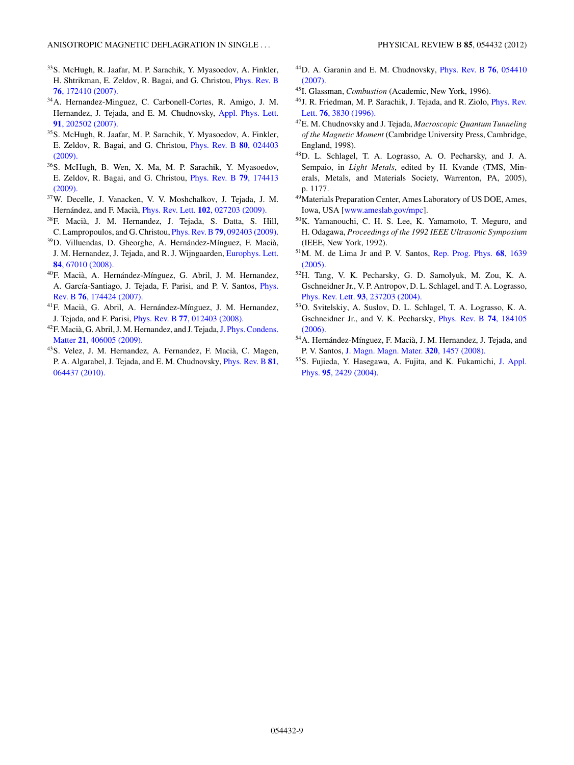[33] S. McHugh, R. Jaafar, M. P. Sarachik, Y. Myasoedov, A. Finkler, H. Shtrikman, E. Zeldov, R. Bagai, and G. Christou, Phys. Rev. B **76**, 172410 (2007).

[34] A. Hernandez-Minguez, C. Carbonell-Cortes, R. Amigo, J. M. Hernandez, J. Tejada, and E. M. Chudnovsky, Appl. Phys. Lett. **91**, 202502 (2007).

[35] S. McHugh, R. Jaafar, M. P. Sarachik, Y. Myasoedov, A. Finkler, E. Zeldov, R. Bagai, and G. Christou, Phys. Rev. B **80**, 024403 (2009).

[36] S. McHugh, B. Wen, X. Ma, M. P. Sarachik, Y. Myasoedov, E. Zeldov, R. Bagai, and G. Christou, Phys. Rev. B **79**, 174413 (2009).

[37] W. Decelle, J. Vanacken, V. V. Moshchalkov, J. Tejada, J. M. Hernández, and F. Macià, Phys. Rev. Lett. **102**, 027203 (2009).

[38] F. Macià, J. M. Hernandez, J. Tejada, S. Datta, S. Hill, C. Lampropoulos, and G. Christou, Phys. Rev. B **79**, 092403 (2009).

[39] D. Villuendas, D. Gheorghe, A. Hernández-Mínguez, F. Macià, J. M. Hernandez, J. Tejada, and R. J. Wijngaarden, Europhys. Lett. **84**, 67010 (2008).

[40] F. Macià, A. Hernández-Mínguez, G. Abril, J. M. Hernandez, A. García-Santiago, J. Tejada, F. Parisi, and P. V. Santos, Phys. Rev. B **76**, 174424 (2007).

[41] F. Macià, G. Abril, A. Hernández-Mínguez, J. M. Hernandez, J. Tejada, and F. Parisi, Phys. Rev. B **77**, 012403 (2008).

[42] F. Macià, G. Abril, J. M. Hernandez, and J. Tejada, J. Phys. Condens. Matter **21**, 406005 (2009).

[43] S. Velez, J. M. Hernandez, A. Fernandez, F. Macià, C. Magen, P. A. Algarabel, J. Tejada, and E. M. Chudnovsky, Phys. Rev. B **81**, 064437 (2010).

[44] D. A. Garanin and E. M. Chudnovsky, Phys. Rev. B **76**, 054410 (2007).

[45] I. Glassman, *Combustion* (Academic, New York, 1996).

[46] J. R. Friedman, M. P. Sarachik, J. Tejada, and R. Ziolo, Phys. Rev. Lett. **76**, 3830 (1996).

[47] E. M. Chudnovsky and J. Tejada, *Macroscopic Quantum Tunneling of the Magnetic Moment* (Cambridge University Press, Cambridge, England, 1998).

[48] D. L. Schlagel, T. A. Lograsso, A. O. Pecharsky, and J. A. Sempaio, in *Light Metals*, edited by H. Kvande (TMS, Minerals, Metals, and Materials Society, Warrenton, PA, 2005), p. 1177.

[49] Materials Preparation Center, Ames Laboratory of US DOE, Ames, Iowa, USA [www.ameslab.gov/mpc].

[50] K. Yamanouchi, C. H. S. Lee, K. Yamamoto, T. Meguro, and H. Odagawa, *Proceedings of the 1992 IEEE Ultrasonic Symposium* (IEEE, New York, 1992).

[51] M. M. de Lima Jr and P. V. Santos, Rep. Prog. Phys. **68**, 1639 (2005).

[52] H. Tang, V. K. Pecharsky, G. D. Samolyuk, M. Zou, K. A. Gschneidner Jr., V. P. Antropov, D. L. Schlagel, and T. A. Lograsso, Phys. Rev. Lett. **93**, 237203 (2004).

[53] O. Svitelskiy, A. Suslov, D. L. Schlagel, T. A. Lograsso, K. A. Gschneidner Jr., and V. K. Pecharsky, Phys. Rev. B **74**, 184105 (2006).

[54] A. Hernández-Mínguez, F. Macià, J. M. Hernandez, J. Tejada, and P. V. Santos, J. Magn. Magn. Mater. **320**, 1457 (2008).

[55] S. Fujieda, Y. Hasegawa, A. Fujita, and K. Fukamichi, J. Appl. Phys. **95**, 2429 (2004).